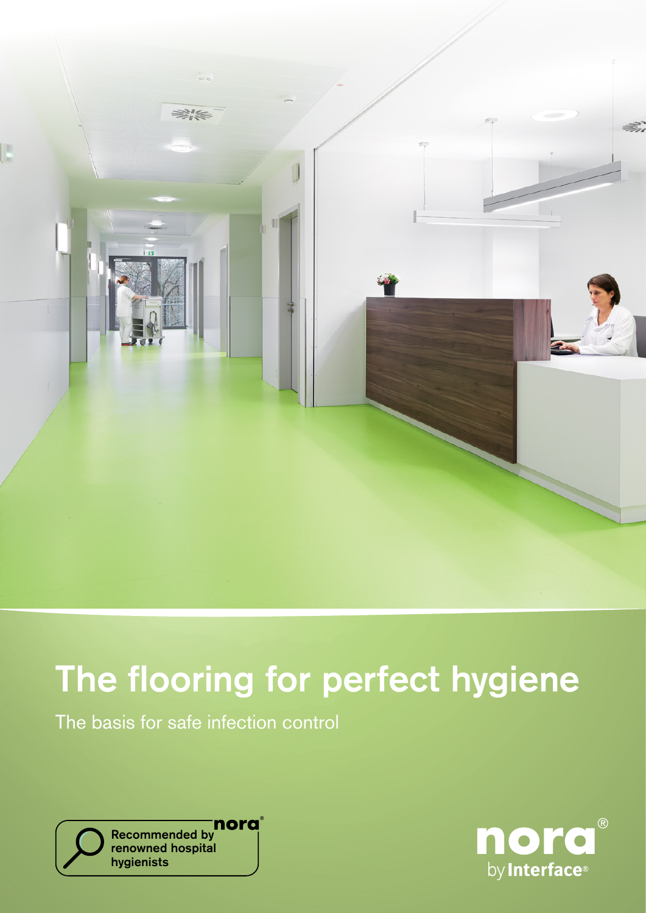# The flooring for perfect hygiene

The basis for safe infection control

Recommended by nora® renowned hospital hygienists

nora® by Interface®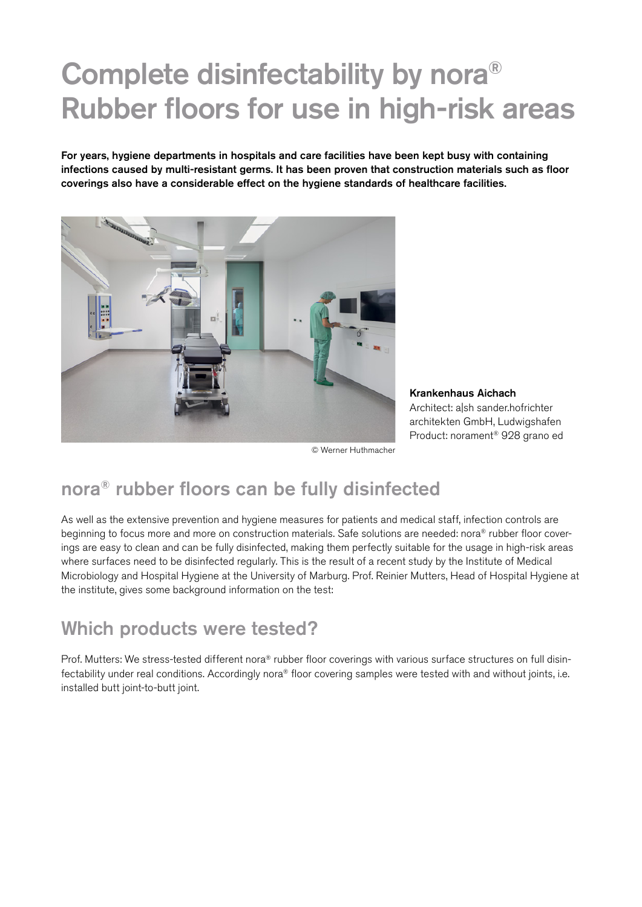# Complete disinfectability by nora® Rubber floors for use in high-risk areas

**For years, hygiene departments in hospitals and care facilities have been kept busy with containing infections caused by multi-resistant germs. It has been proven that construction materials such as floor coverings also have a considerable effect on the hygiene standards of healthcare facilities.**

© Werner Huthmacher

**Krankenhaus Aichach**
Architect: a|sh sander.hofrichter architekten GmbH, Ludwigshafen
Product: norament® 928 grano ed

## nora® rubber floors can be fully disinfected

As well as the extensive prevention and hygiene measures for patients and medical staff, infection controls are beginning to focus more and more on construction materials. Safe solutions are needed: nora® rubber floor coverings are easy to clean and can be fully disinfected, making them perfectly suitable for the usage in high-risk areas where surfaces need to be disinfected regularly. This is the result of a recent study by the Institute of Medical Microbiology and Hospital Hygiene at the University of Marburg. Prof. Reinier Mutters, Head of Hospital Hygiene at the institute, gives some background information on the test:

## Which products were tested?

Prof. Mutters: We stress-tested different nora® rubber floor coverings with various surface structures on full disinfectability under real conditions. Accordingly nora® floor covering samples were tested with and without joints, i.e. installed butt joint-to-butt joint.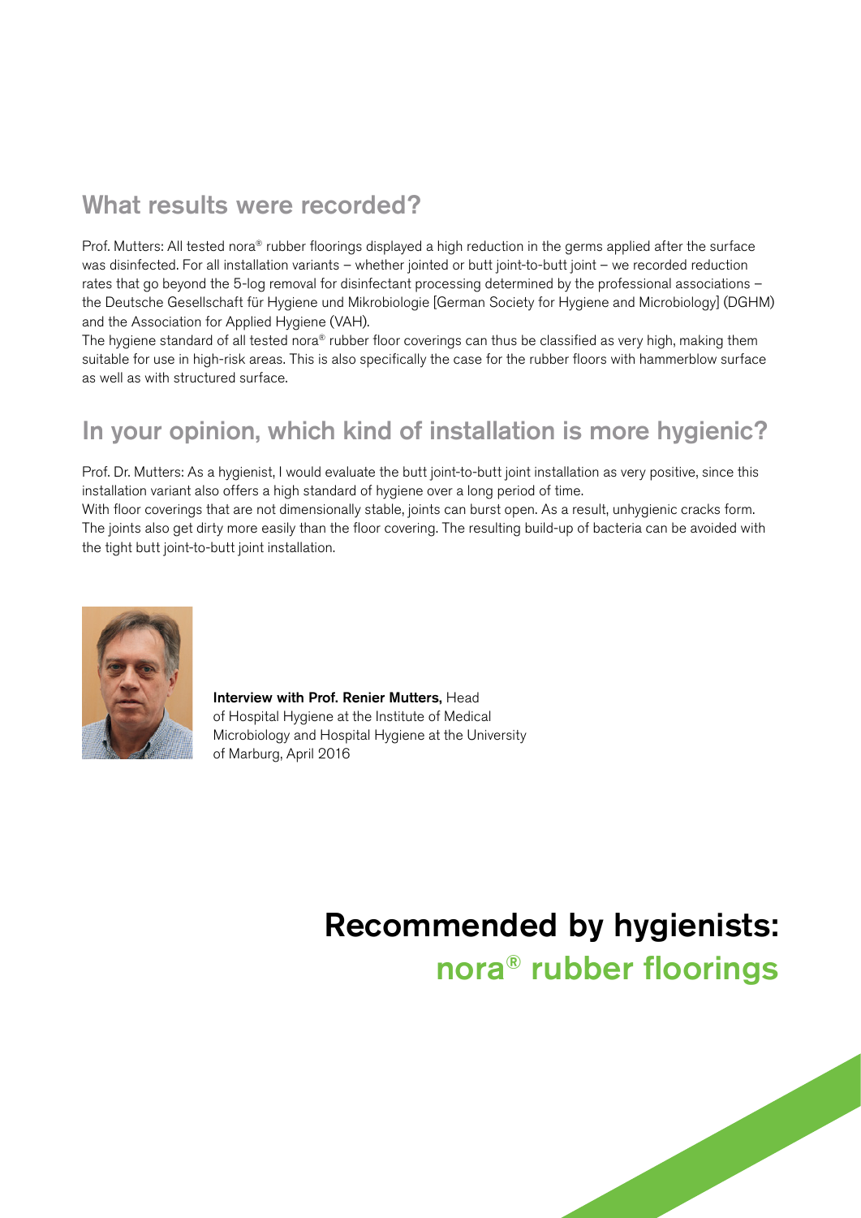## What results were recorded?

Prof. Mutters: All tested nora® rubber floorings displayed a high reduction in the germs applied after the surface was disinfected. For all installation variants – whether jointed or butt joint-to-butt joint – we recorded reduction rates that go beyond the 5-log removal for disinfectant processing determined by the professional associations – the Deutsche Gesellschaft für Hygiene und Mikrobiologie [German Society for Hygiene and Microbiology] (DGHM) and the Association for Applied Hygiene (VAH).
The hygiene standard of all tested nora® rubber floor coverings can thus be classified as very high, making them suitable for use in high-risk areas. This is also specifically the case for the rubber floors with hammerblow surface as well as with structured surface.

## In your opinion, which kind of installation is more hygienic?

Prof. Dr. Mutters: As a hygienist, I would evaluate the butt joint-to-butt joint installation as very positive, since this installation variant also offers a high standard of hygiene over a long period of time.
With floor coverings that are not dimensionally stable, joints can burst open. As a result, unhygienic cracks form. The joints also get dirty more easily than the floor covering. The resulting build-up of bacteria can be avoided with the tight butt joint-to-butt joint installation.

**Interview with Prof. Renier Mutters,** Head of Hospital Hygiene at the Institute of Medical Microbiology and Hospital Hygiene at the University of Marburg, April 2016

# Recommended by hygienists: nora® rubber floorings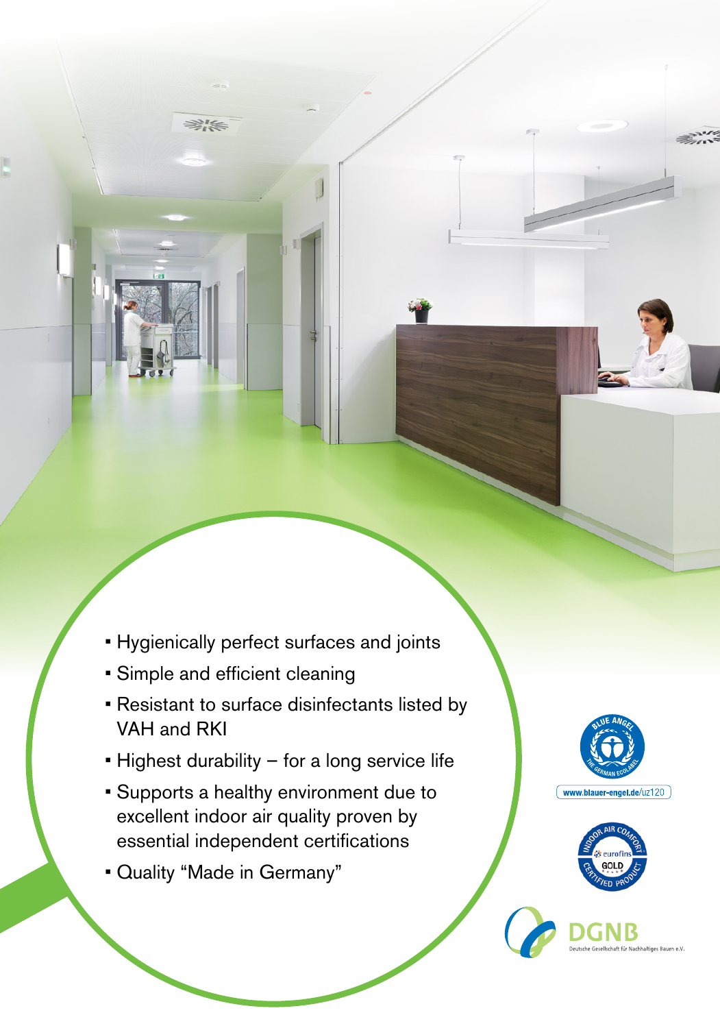- Hygienically perfect surfaces and joints
- Simple and efficient cleaning
- Resistant to surface disinfectants listed by VAH and RKI
- Highest durability – for a long service life
- Supports a healthy environment due to excellent indoor air quality proven by essential independent certifications
- Quality "Made in Germany"

BLUE ANGEL THE GERMAN ECOLABEL

www.blauer-engel.de/uz120

INDOOR AIR COMFORT eurofins GOLD CERTIFIED PRODUCT

DGNB
Deutsche Gesellschaft für Nachhaltiges Bauen e.V.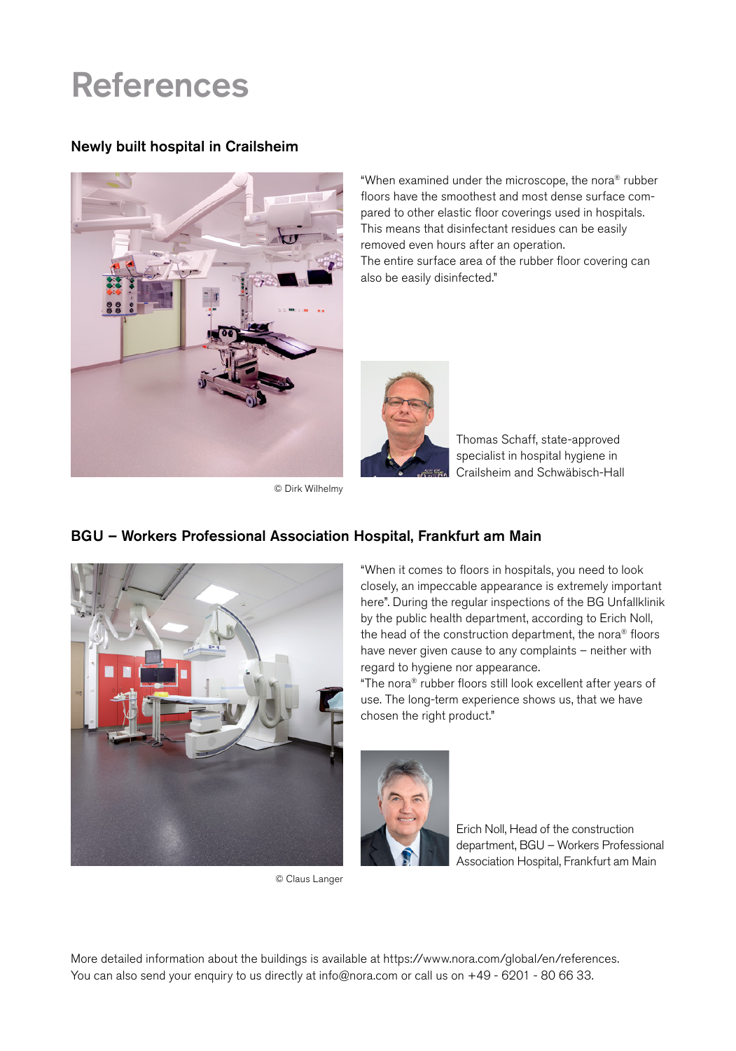# References

## Newly built hospital in Crailsheim

© Dirk Wilhelmy

"When examined under the microscope, the nora® rubber floors have the smoothest and most dense surface compared to other elastic floor coverings used in hospitals. This means that disinfectant residues can be easily removed even hours after an operation.
The entire surface area of the rubber floor covering can also be easily disinfected."

Thomas Schaff, state-approved specialist in hospital hygiene in Crailsheim and Schwäbisch-Hall

## BGU – Workers Professional Association Hospital, Frankfurt am Main

© Claus Langer

"When it comes to floors in hospitals, you need to look closely, an impeccable appearance is extremely important here". During the regular inspections of the BG Unfallklinik by the public health department, according to Erich Noll, the head of the construction department, the nora® floors have never given cause to any complaints – neither with regard to hygiene nor appearance.
"The nora® rubber floors still look excellent after years of use. The long-term experience shows us, that we have chosen the right product."

Erich Noll, Head of the construction department, BGU – Workers Professional Association Hospital, Frankfurt am Main

More detailed information about the buildings is available at https://www.nora.com/global/en/references.
You can also send your enquiry to us directly at info@nora.com or call us on +49 - 6201 - 80 66 33.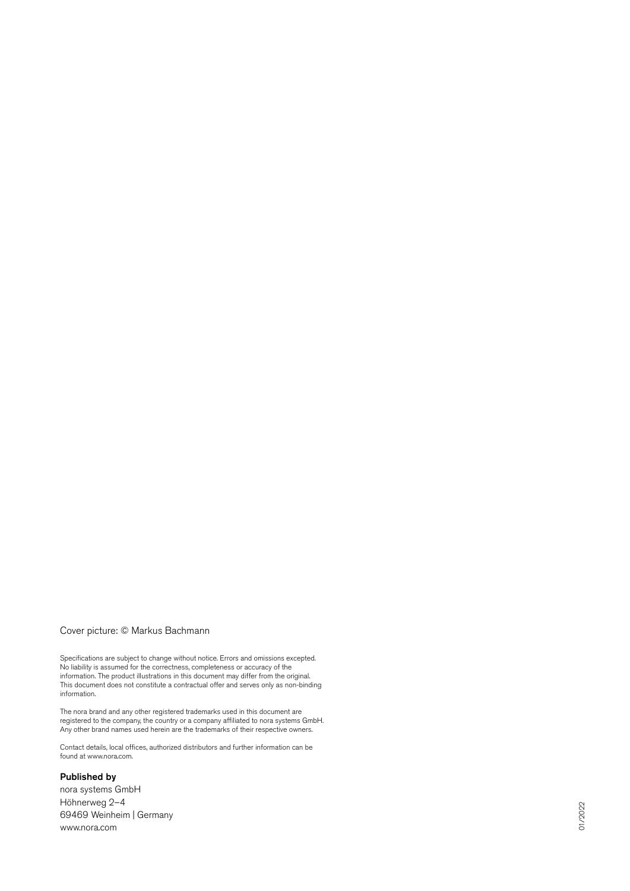Cover picture: © Markus Bachmann

Specifications are subject to change without notice. Errors and omissions excepted. No liability is assumed for the correctness, completeness or accuracy of the information. The product illustrations in this document may differ from the original. This document does not constitute a contractual offer and serves only as non-binding information.

The nora brand and any other registered trademarks used in this document are registered to the company, the country or a company affiliated to nora systems GmbH. Any other brand names used herein are the trademarks of their respective owners.

Contact details, local offices, authorized distributors and further information can be found at www.nora.com.

**Published by**

nora systems GmbH
Höhnerweg 2–4
69469 Weinheim | Germany
www.nora.com

01/2022